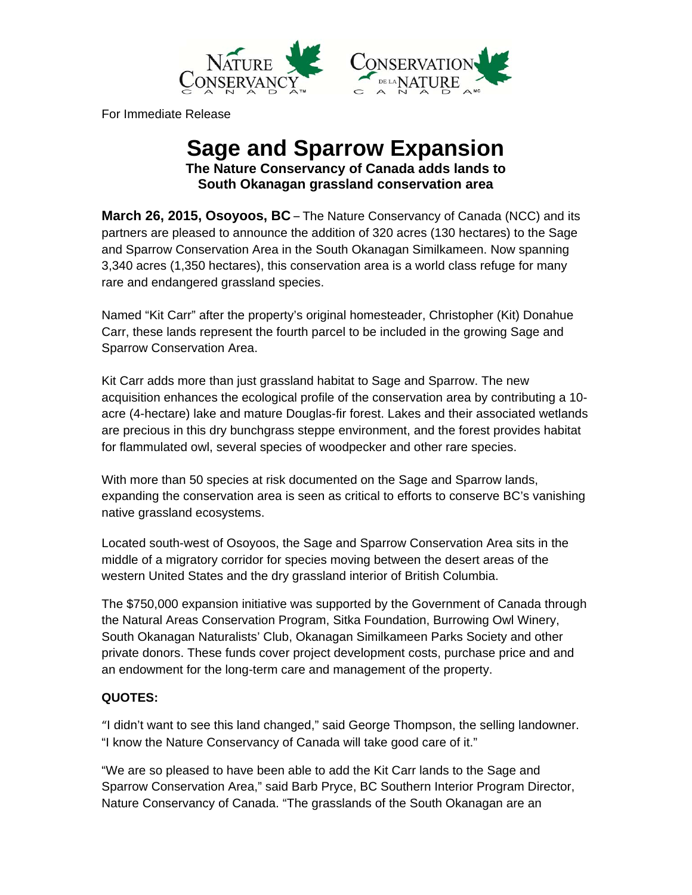For Immediate Release

# Sage and Sparrow Expansion

**The Nature Conservancy of Canada adds lands to South Okanagan grassland conservation area**

**March 26, 2015, Osoyoos, BC** – The Nature Conservancy of Canada (NCC) and its partners are pleased to announce the addition of 320 acres (130 hectares) to the Sage and Sparrow Conservation Area in the South Okanagan Similkameen. Now spanning 3,340 acres (1,350 hectares), this conservation area is a world class refuge for many rare and endangered grassland species.

Named "Kit Carr" after the property's original homesteader, Christopher (Kit) Donahue Carr, these lands represent the fourth parcel to be included in the growing Sage and Sparrow Conservation Area.

Kit Carr adds more than just grassland habitat to Sage and Sparrow. The new acquisition enhances the ecological profile of the conservation area by contributing a 10-acre (4-hectare) lake and mature Douglas-fir forest. Lakes and their associated wetlands are precious in this dry bunchgrass steppe environment, and the forest provides habitat for flammulated owl, several species of woodpecker and other rare species.

With more than 50 species at risk documented on the Sage and Sparrow lands, expanding the conservation area is seen as critical to efforts to conserve BC's vanishing native grassland ecosystems.

Located south-west of Osoyoos, the Sage and Sparrow Conservation Area sits in the middle of a migratory corridor for species moving between the desert areas of the western United States and the dry grassland interior of British Columbia.

The $750,000 expansion initiative was supported by the Government of Canada through the Natural Areas Conservation Program, Sitka Foundation, Burrowing Owl Winery, South Okanagan Naturalists' Club, Okanagan Similkameen Parks Society and other private donors. These funds cover project development costs, purchase price and and an endowment for the long-term care and management of the property.

**QUOTES:**

"I didn't want to see this land changed," said George Thompson, the selling landowner. "I know the Nature Conservancy of Canada will take good care of it."

"We are so pleased to have been able to add the Kit Carr lands to the Sage and Sparrow Conservation Area," said Barb Pryce, BC Southern Interior Program Director, Nature Conservancy of Canada. "The grasslands of the South Okanagan are an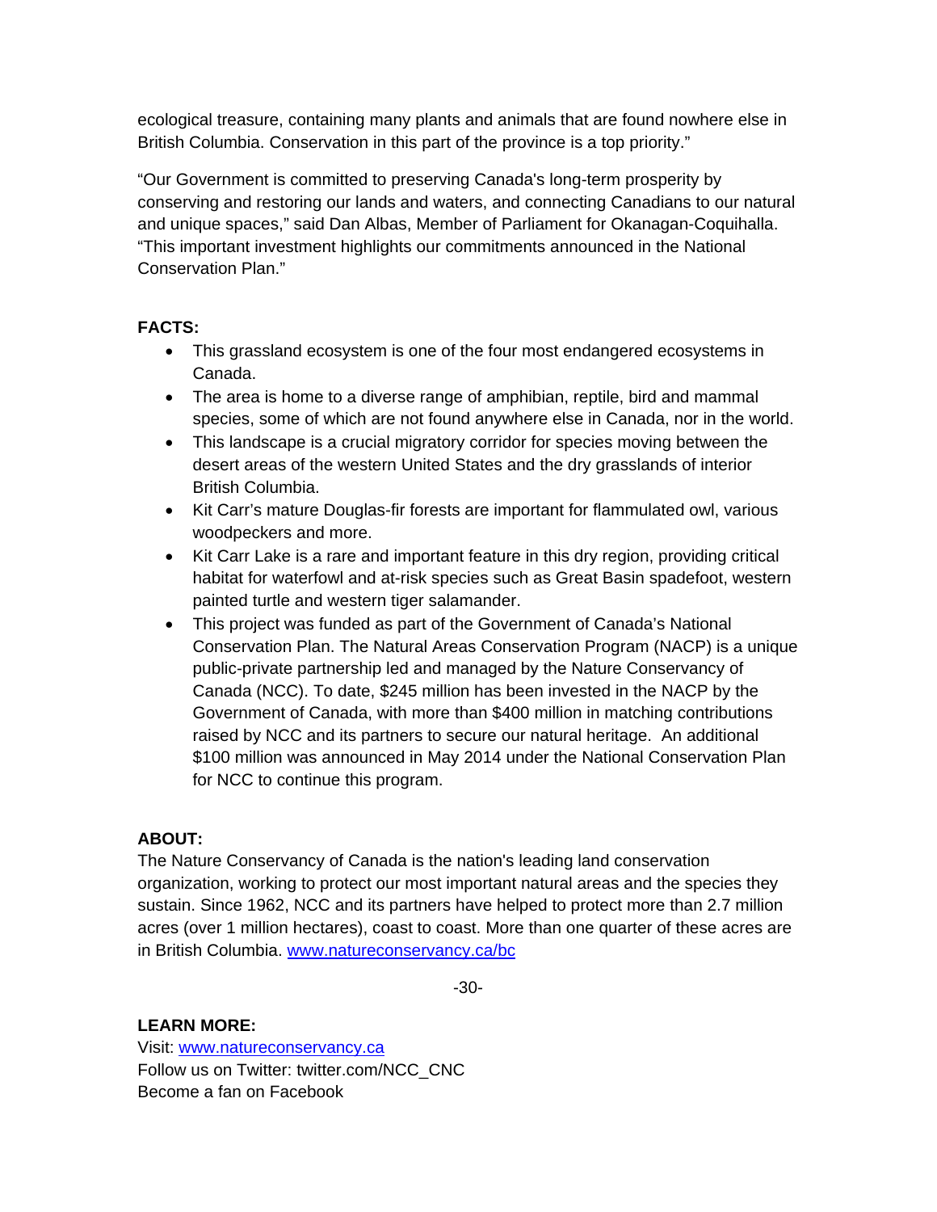ecological treasure, containing many plants and animals that are found nowhere else in British Columbia. Conservation in this part of the province is a top priority."

"Our Government is committed to preserving Canada's long-term prosperity by conserving and restoring our lands and waters, and connecting Canadians to our natural and unique spaces," said Dan Albas, Member of Parliament for Okanagan-Coquihalla. "This important investment highlights our commitments announced in the National Conservation Plan."

**FACTS:**

- This grassland ecosystem is one of the four most endangered ecosystems in Canada.
- The area is home to a diverse range of amphibian, reptile, bird and mammal species, some of which are not found anywhere else in Canada, nor in the world.
- This landscape is a crucial migratory corridor for species moving between the desert areas of the western United States and the dry grasslands of interior British Columbia.
- Kit Carr's mature Douglas-fir forests are important for flammulated owl, various woodpeckers and more.
- Kit Carr Lake is a rare and important feature in this dry region, providing critical habitat for waterfowl and at-risk species such as Great Basin spadefoot, western painted turtle and western tiger salamander.
- This project was funded as part of the Government of Canada's National Conservation Plan. The Natural Areas Conservation Program (NACP) is a unique public-private partnership led and managed by the Nature Conservancy of Canada (NCC). To date, $245 million has been invested in the NACP by the Government of Canada, with more than $400 million in matching contributions raised by NCC and its partners to secure our natural heritage. An additional $100 million was announced in May 2014 under the National Conservation Plan for NCC to continue this program.

**ABOUT:**
The Nature Conservancy of Canada is the nation's leading land conservation organization, working to protect our most important natural areas and the species they sustain. Since 1962, NCC and its partners have helped to protect more than 2.7 million acres (over 1 million hectares), coast to coast. More than one quarter of these acres are in British Columbia. [www.natureconservancy.ca/bc](http://www.natureconservancy.ca/bc)

-30-

**LEARN MORE:**
Visit: [www.natureconservancy.ca](http://www.natureconservancy.ca)
Follow us on Twitter: twitter.com/NCC_CNC
Become a fan on Facebook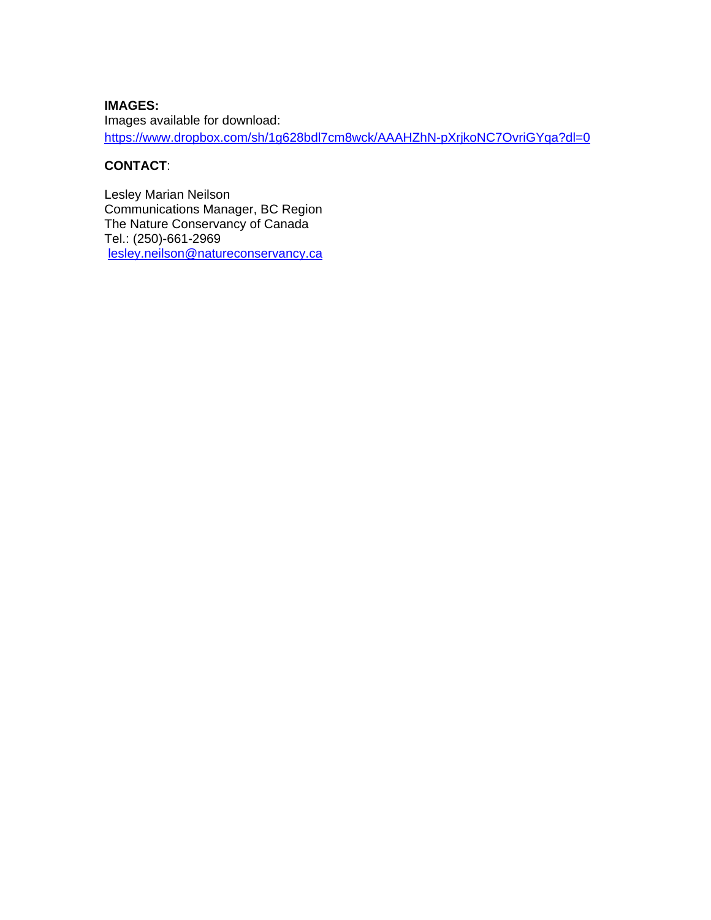**IMAGES:**
Images available for download:
https://www.dropbox.com/sh/1g628bdl7cm8wck/AAAHZhN-pXrjkoNC7OvriGYqa?dl=0

**CONTACT**:

Lesley Marian Neilson
Communications Manager, BC Region
The Nature Conservancy of Canada
Tel.: (250)-661-2969
lesley.neilson@natureconservancy.ca